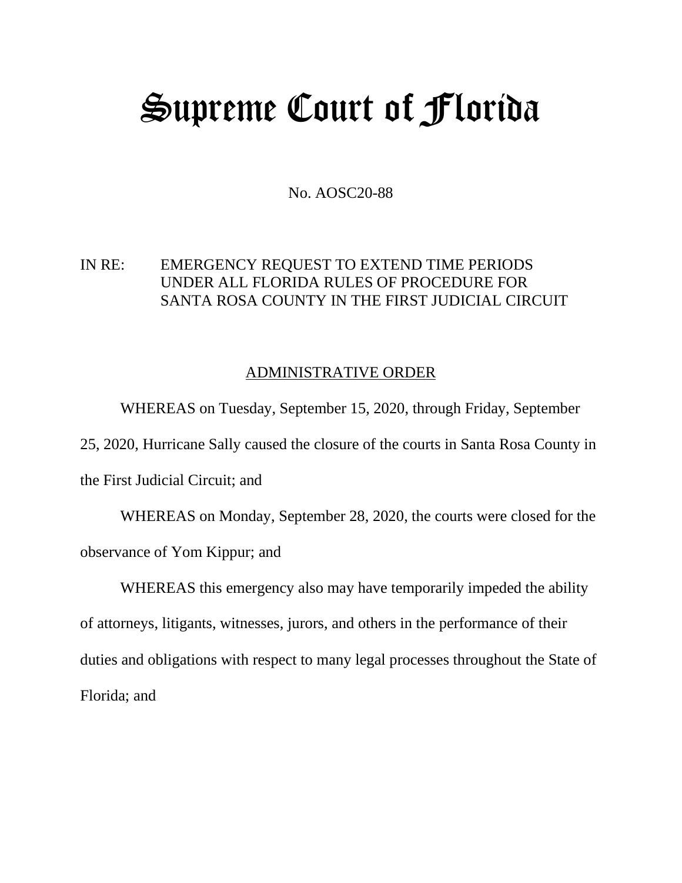# Supreme Court of Florida

No. AOSC20-88

IN RE: EMERGENCY REQUEST TO EXTEND TIME PERIODS UNDER ALL FLORIDA RULES OF PROCEDURE FOR SANTA ROSA COUNTY IN THE FIRST JUDICIAL CIRCUIT

## ADMINISTRATIVE ORDER

WHEREAS on Tuesday, September 15, 2020, through Friday, September 25, 2020, Hurricane Sally caused the closure of the courts in Santa Rosa County in the First Judicial Circuit; and

WHEREAS on Monday, September 28, 2020, the courts were closed for the observance of Yom Kippur; and

WHEREAS this emergency also may have temporarily impeded the ability of attorneys, litigants, witnesses, jurors, and others in the performance of their duties and obligations with respect to many legal processes throughout the State of Florida; and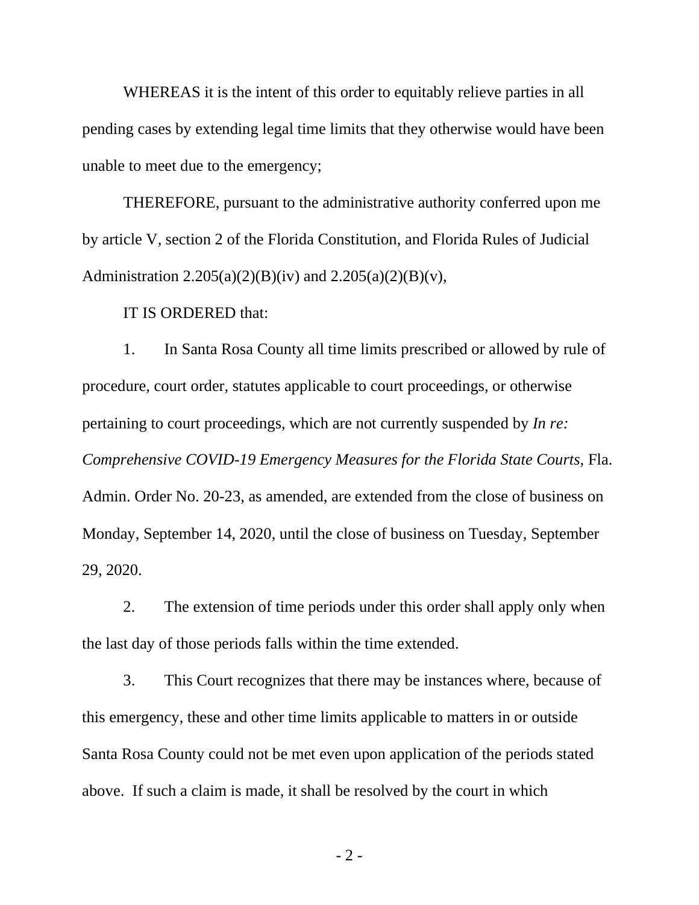WHEREAS it is the intent of this order to equitably relieve parties in all pending cases by extending legal time limits that they otherwise would have been unable to meet due to the emergency;

THEREFORE, pursuant to the administrative authority conferred upon me by article V, section 2 of the Florida Constitution, and Florida Rules of Judicial Administration 2.205(a)(2)(B)(iv) and 2.205(a)(2)(B)(v),

IT IS ORDERED that:

1. In Santa Rosa County all time limits prescribed or allowed by rule of procedure, court order, statutes applicable to court proceedings, or otherwise pertaining to court proceedings, which are not currently suspended by *In re: Comprehensive COVID-19 Emergency Measures for the Florida State Courts*, Fla. Admin. Order No. 20-23, as amended, are extended from the close of business on Monday, September 14, 2020, until the close of business on Tuesday, September 29, 2020.

2. The extension of time periods under this order shall apply only when the last day of those periods falls within the time extended.

3. This Court recognizes that there may be instances where, because of this emergency, these and other time limits applicable to matters in or outside Santa Rosa County could not be met even upon application of the periods stated above. If such a claim is made, it shall be resolved by the court in which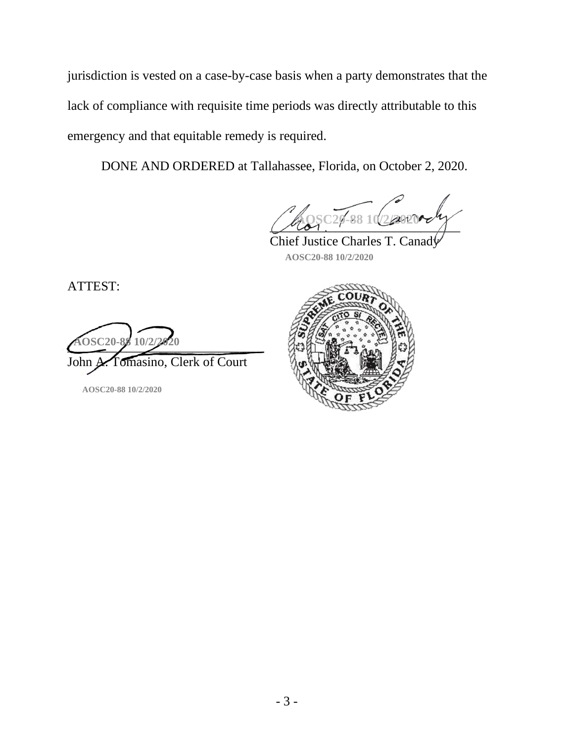jurisdiction is vested on a case-by-case basis when a party demonstrates that the lack of compliance with requisite time periods was directly attributable to this emergency and that equitable remedy is required.

DONE AND ORDERED at Tallahassee, Florida, on October 2, 2020.

AOSC20-88 10/2/2020

Chief Justice Charles T. Canady

AOSC20-88 10/2/2020

ATTEST:

AOSC20-88 10/2/2020

John A. Tomasino, Clerk of Court

AOSC20-88 10/2/2020